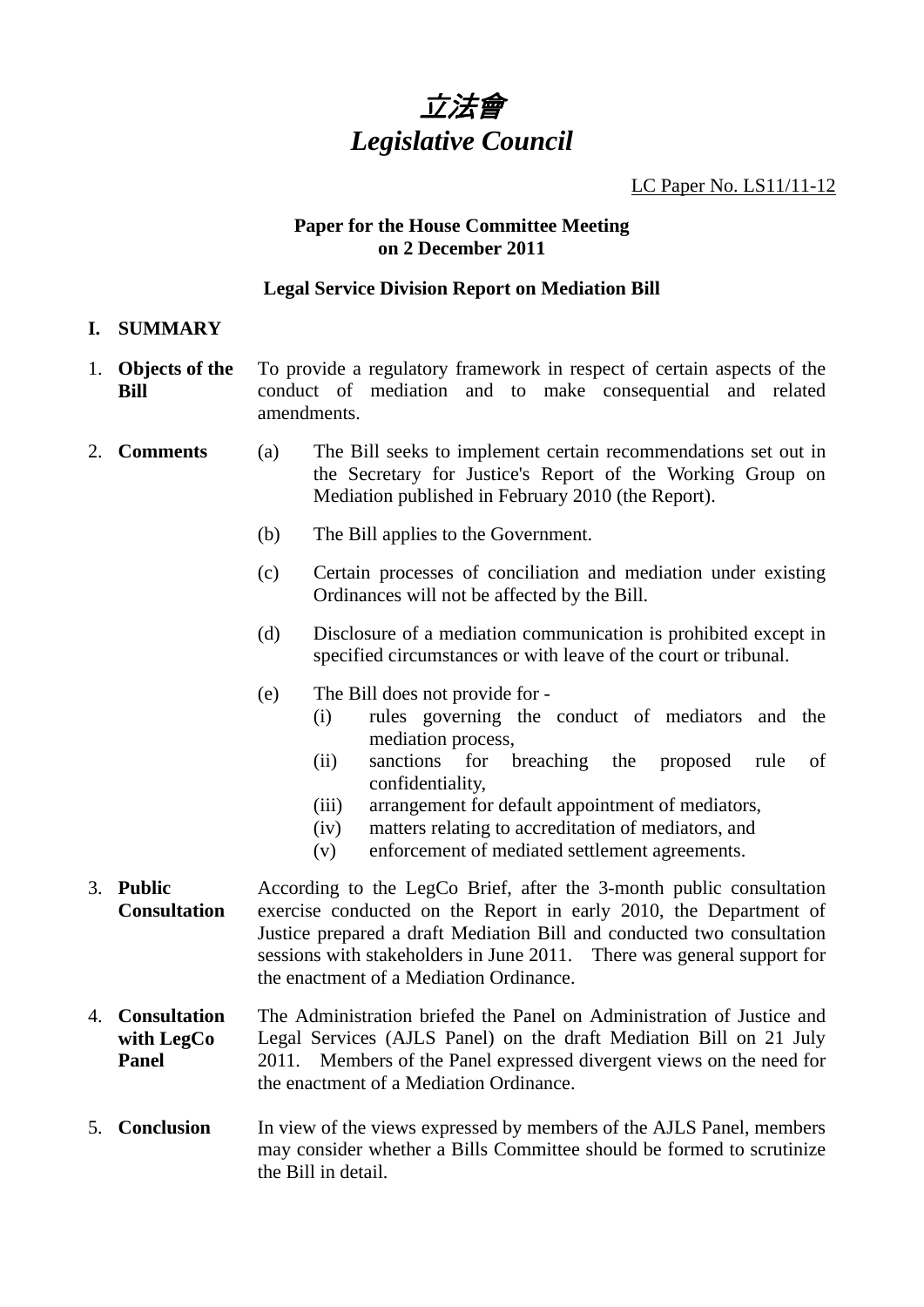# *立法會*
# *Legislative Council*

LC Paper No. LS11/11-12

**Paper for the House Committee Meeting on 2 December 2011**

**Legal Service Division Report on Mediation Bill**

## I. SUMMARY

1. **Objects of the Bill** — To provide a regulatory framework in respect of certain aspects of the conduct of mediation and to make consequential and related amendments.

2. **Comments**
   - (a) The Bill seeks to implement certain recommendations set out in the Secretary for Justice's Report of the Working Group on Mediation published in February 2010 (the Report).
   - (b) The Bill applies to the Government.
   - (c) Certain processes of conciliation and mediation under existing Ordinances will not be affected by the Bill.
   - (d) Disclosure of a mediation communication is prohibited except in specified circumstances or with leave of the court or tribunal.
   - (e) The Bill does not provide for -
     - (i) rules governing the conduct of mediators and the mediation process,
     - (ii) sanctions for breaching the proposed rule of confidentiality,
     - (iii) arrangement for default appointment of mediators,
     - (iv) matters relating to accreditation of mediators, and
     - (v) enforcement of mediated settlement agreements.

3. **Public Consultation** — According to the LegCo Brief, after the 3-month public consultation exercise conducted on the Report in early 2010, the Department of Justice prepared a draft Mediation Bill and conducted two consultation sessions with stakeholders in June 2011. There was general support for the enactment of a Mediation Ordinance.

4. **Consultation with LegCo Panel** — The Administration briefed the Panel on Administration of Justice and Legal Services (AJLS Panel) on the draft Mediation Bill on 21 July 2011. Members of the Panel expressed divergent views on the need for the enactment of a Mediation Ordinance.

5. **Conclusion** — In view of the views expressed by members of the AJLS Panel, members may consider whether a Bills Committee should be formed to scrutinize the Bill in detail.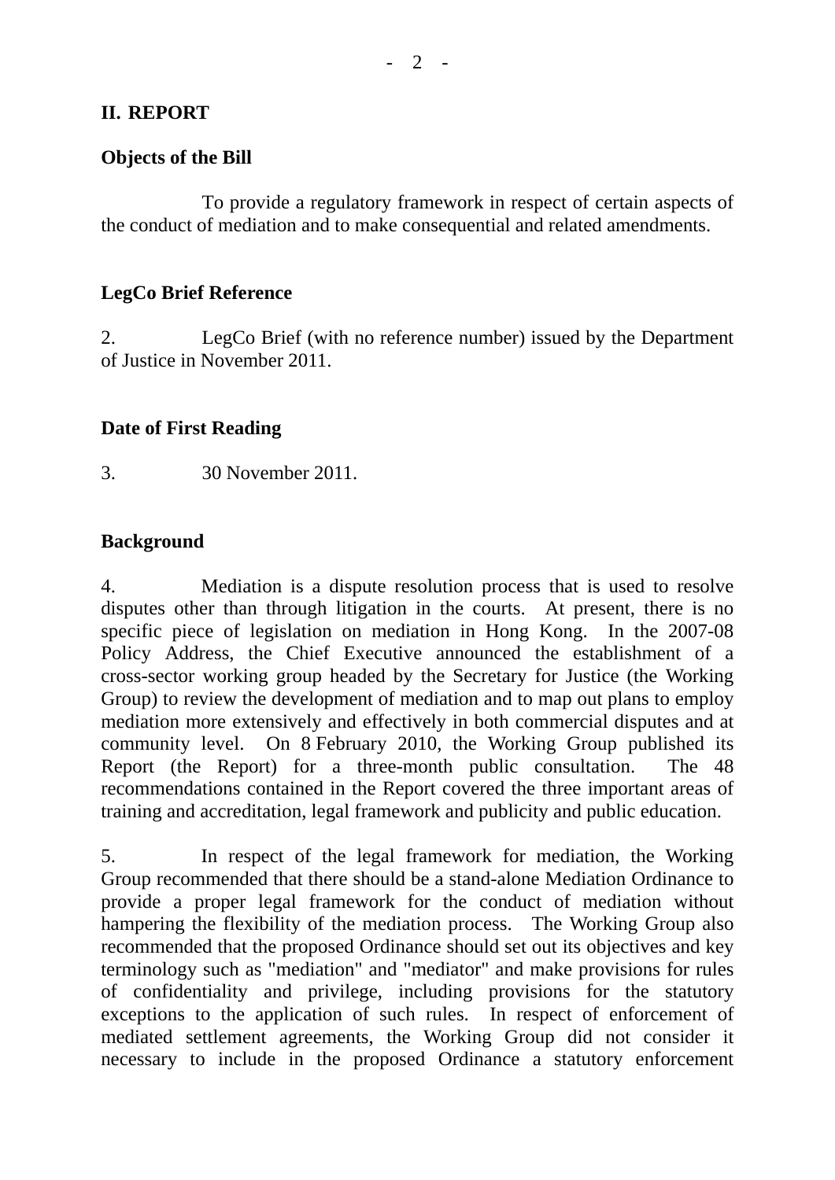## II. REPORT

### Objects of the Bill

To provide a regulatory framework in respect of certain aspects of the conduct of mediation and to make consequential and related amendments.

### LegCo Brief Reference

2. LegCo Brief (with no reference number) issued by the Department of Justice in November 2011.

### Date of First Reading

3. 30 November 2011.

### Background

4. Mediation is a dispute resolution process that is used to resolve disputes other than through litigation in the courts. At present, there is no specific piece of legislation on mediation in Hong Kong. In the 2007-08 Policy Address, the Chief Executive announced the establishment of a cross-sector working group headed by the Secretary for Justice (the Working Group) to review the development of mediation and to map out plans to employ mediation more extensively and effectively in both commercial disputes and at community level. On 8 February 2010, the Working Group published its Report (the Report) for a three-month public consultation. The 48 recommendations contained in the Report covered the three important areas of training and accreditation, legal framework and publicity and public education.

5. In respect of the legal framework for mediation, the Working Group recommended that there should be a stand-alone Mediation Ordinance to provide a proper legal framework for the conduct of mediation without hampering the flexibility of the mediation process. The Working Group also recommended that the proposed Ordinance should set out its objectives and key terminology such as "mediation" and "mediator" and make provisions for rules of confidentiality and privilege, including provisions for the statutory exceptions to the application of such rules. In respect of enforcement of mediated settlement agreements, the Working Group did not consider it necessary to include in the proposed Ordinance a statutory enforcement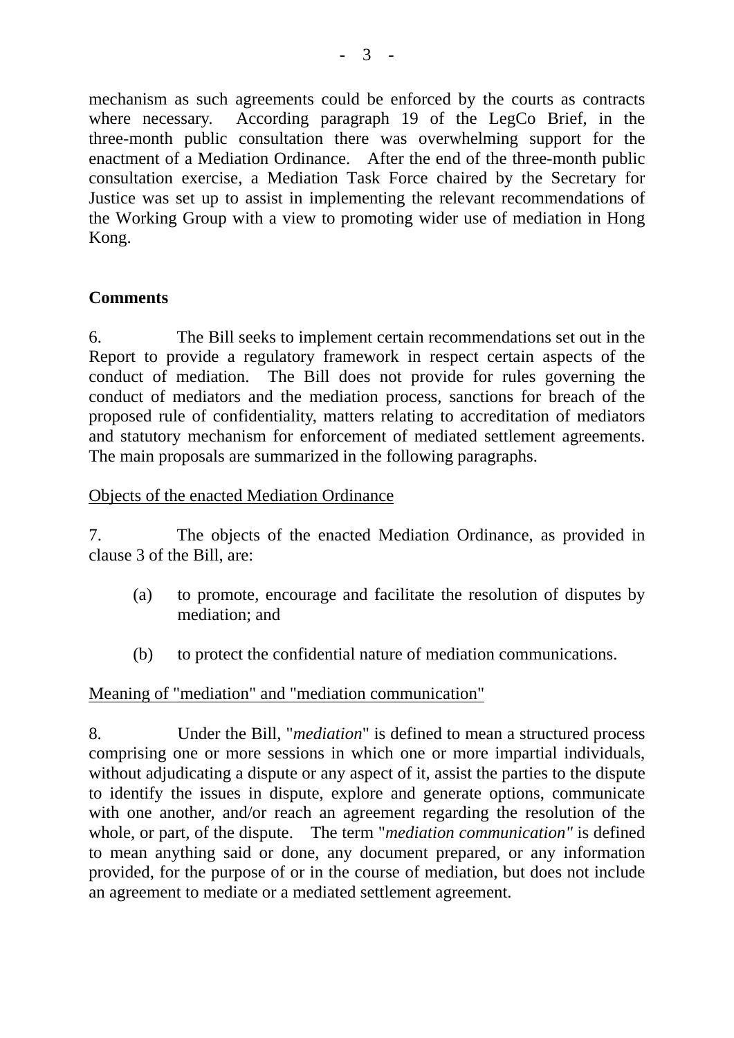mechanism as such agreements could be enforced by the courts as contracts where necessary. According paragraph 19 of the LegCo Brief, in the three-month public consultation there was overwhelming support for the enactment of a Mediation Ordinance. After the end of the three-month public consultation exercise, a Mediation Task Force chaired by the Secretary for Justice was set up to assist in implementing the relevant recommendations of the Working Group with a view to promoting wider use of mediation in Hong Kong.

**Comments**

6. The Bill seeks to implement certain recommendations set out in the Report to provide a regulatory framework in respect certain aspects of the conduct of mediation. The Bill does not provide for rules governing the conduct of mediators and the mediation process, sanctions for breach of the proposed rule of confidentiality, matters relating to accreditation of mediators and statutory mechanism for enforcement of mediated settlement agreements. The main proposals are summarized in the following paragraphs.

<u>Objects of the enacted Mediation Ordinance</u>

7. The objects of the enacted Mediation Ordinance, as provided in clause 3 of the Bill, are:

(a) to promote, encourage and facilitate the resolution of disputes by mediation; and

(b) to protect the confidential nature of mediation communications.

<u>Meaning of "mediation" and "mediation communication"</u>

8. Under the Bill, "*mediation*" is defined to mean a structured process comprising one or more sessions in which one or more impartial individuals, without adjudicating a dispute or any aspect of it, assist the parties to the dispute to identify the issues in dispute, explore and generate options, communicate with one another, and/or reach an agreement regarding the resolution of the whole, or part, of the dispute. The term "*mediation communication"* is defined to mean anything said or done, any document prepared, or any information provided, for the purpose of or in the course of mediation, but does not include an agreement to mediate or a mediated settlement agreement.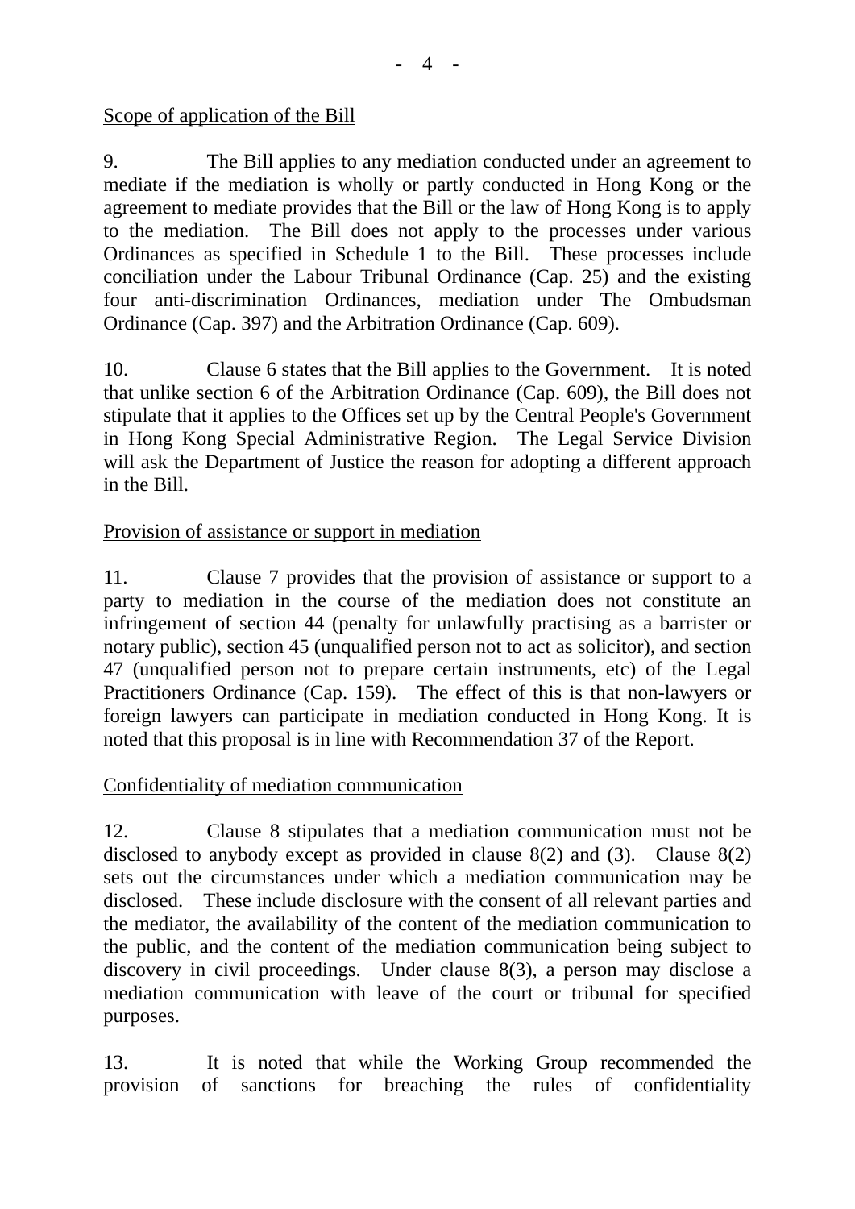Scope of application of the Bill

9. The Bill applies to any mediation conducted under an agreement to mediate if the mediation is wholly or partly conducted in Hong Kong or the agreement to mediate provides that the Bill or the law of Hong Kong is to apply to the mediation. The Bill does not apply to the processes under various Ordinances as specified in Schedule 1 to the Bill. These processes include conciliation under the Labour Tribunal Ordinance (Cap. 25) and the existing four anti-discrimination Ordinances, mediation under The Ombudsman Ordinance (Cap. 397) and the Arbitration Ordinance (Cap. 609).

10. Clause 6 states that the Bill applies to the Government. It is noted that unlike section 6 of the Arbitration Ordinance (Cap. 609), the Bill does not stipulate that it applies to the Offices set up by the Central People's Government in Hong Kong Special Administrative Region. The Legal Service Division will ask the Department of Justice the reason for adopting a different approach in the Bill.

Provision of assistance or support in mediation

11. Clause 7 provides that the provision of assistance or support to a party to mediation in the course of the mediation does not constitute an infringement of section 44 (penalty for unlawfully practising as a barrister or notary public), section 45 (unqualified person not to act as solicitor), and section 47 (unqualified person not to prepare certain instruments, etc) of the Legal Practitioners Ordinance (Cap. 159). The effect of this is that non-lawyers or foreign lawyers can participate in mediation conducted in Hong Kong. It is noted that this proposal is in line with Recommendation 37 of the Report.

Confidentiality of mediation communication

12. Clause 8 stipulates that a mediation communication must not be disclosed to anybody except as provided in clause 8(2) and (3). Clause 8(2) sets out the circumstances under which a mediation communication may be disclosed. These include disclosure with the consent of all relevant parties and the mediator, the availability of the content of the mediation communication to the public, and the content of the mediation communication being subject to discovery in civil proceedings. Under clause 8(3), a person may disclose a mediation communication with leave of the court or tribunal for specified purposes.

13. It is noted that while the Working Group recommended the provision of sanctions for breaching the rules of confidentiality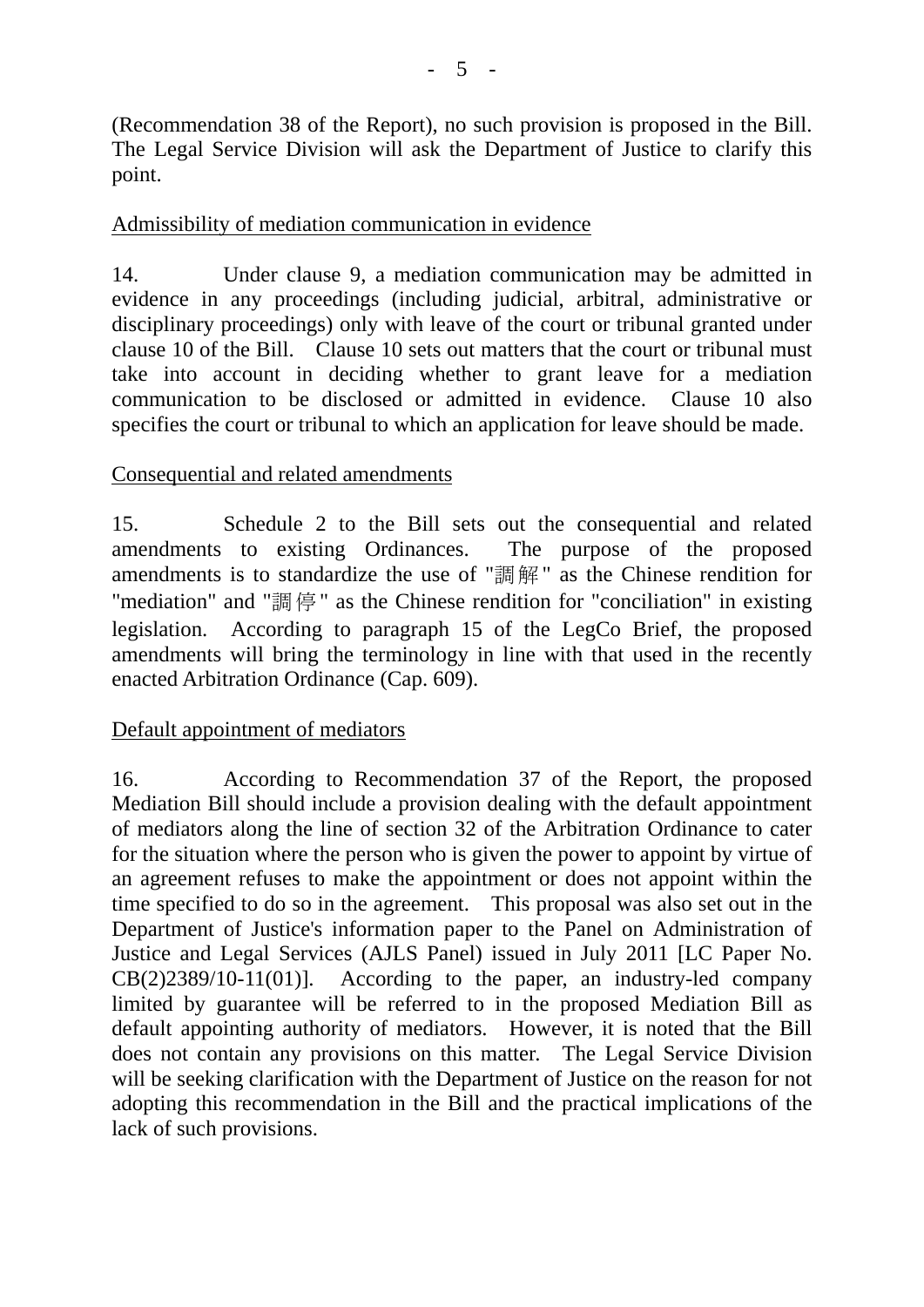(Recommendation 38 of the Report), no such provision is proposed in the Bill. The Legal Service Division will ask the Department of Justice to clarify this point.

Admissibility of mediation communication in evidence

14. Under clause 9, a mediation communication may be admitted in evidence in any proceedings (including judicial, arbitral, administrative or disciplinary proceedings) only with leave of the court or tribunal granted under clause 10 of the Bill. Clause 10 sets out matters that the court or tribunal must take into account in deciding whether to grant leave for a mediation communication to be disclosed or admitted in evidence. Clause 10 also specifies the court or tribunal to which an application for leave should be made.

Consequential and related amendments

15. Schedule 2 to the Bill sets out the consequential and related amendments to existing Ordinances. The purpose of the proposed amendments is to standardize the use of "調解" as the Chinese rendition for "mediation" and "調停" as the Chinese rendition for "conciliation" in existing legislation. According to paragraph 15 of the LegCo Brief, the proposed amendments will bring the terminology in line with that used in the recently enacted Arbitration Ordinance (Cap. 609).

Default appointment of mediators

16. According to Recommendation 37 of the Report, the proposed Mediation Bill should include a provision dealing with the default appointment of mediators along the line of section 32 of the Arbitration Ordinance to cater for the situation where the person who is given the power to appoint by virtue of an agreement refuses to make the appointment or does not appoint within the time specified to do so in the agreement. This proposal was also set out in the Department of Justice's information paper to the Panel on Administration of Justice and Legal Services (AJLS Panel) issued in July 2011 [LC Paper No. CB(2)2389/10-11(01)]. According to the paper, an industry-led company limited by guarantee will be referred to in the proposed Mediation Bill as default appointing authority of mediators. However, it is noted that the Bill does not contain any provisions on this matter. The Legal Service Division will be seeking clarification with the Department of Justice on the reason for not adopting this recommendation in the Bill and the practical implications of the lack of such provisions.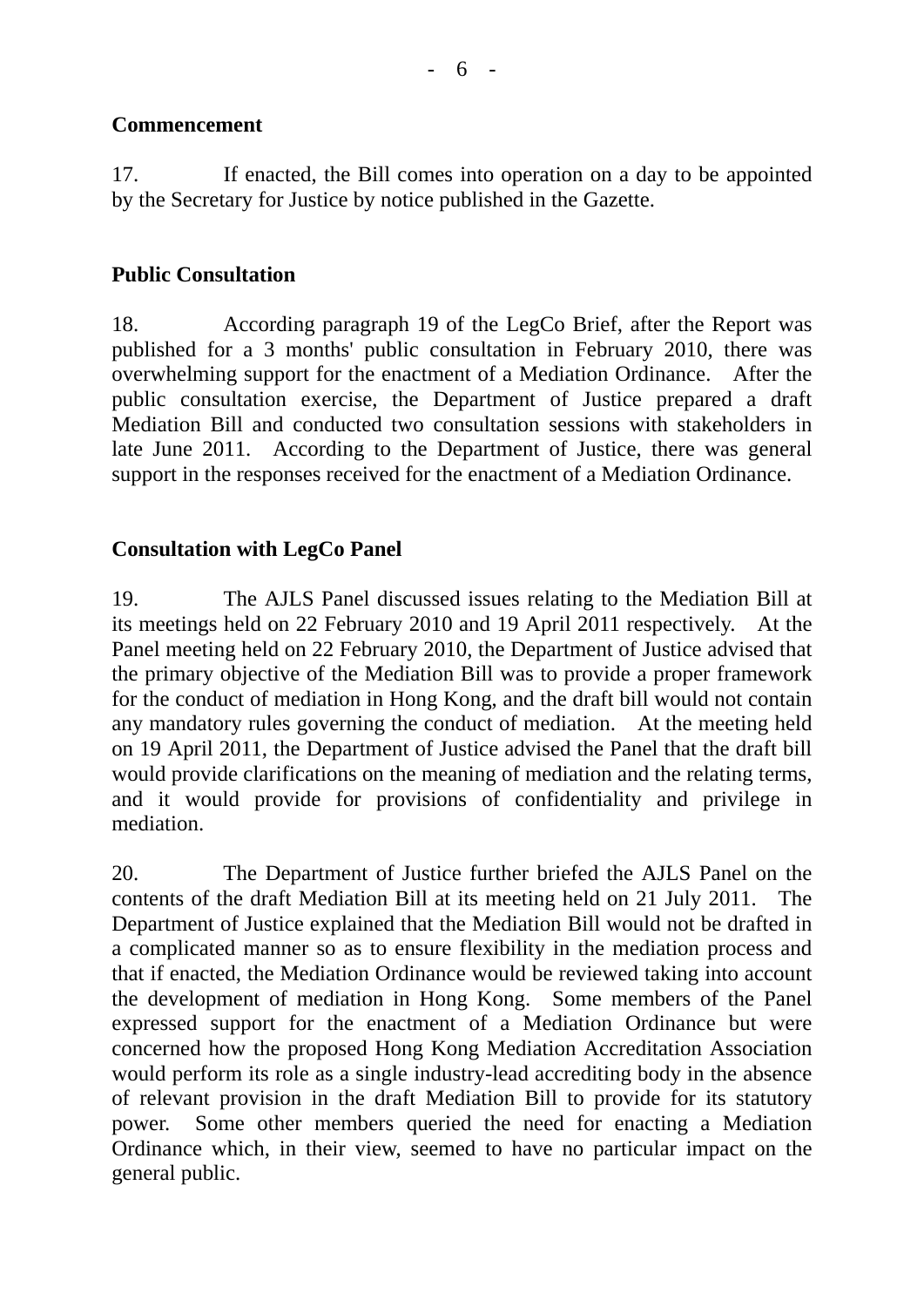**Commencement**

17. If enacted, the Bill comes into operation on a day to be appointed by the Secretary for Justice by notice published in the Gazette.

**Public Consultation**

18. According paragraph 19 of the LegCo Brief, after the Report was published for a 3 months' public consultation in February 2010, there was overwhelming support for the enactment of a Mediation Ordinance. After the public consultation exercise, the Department of Justice prepared a draft Mediation Bill and conducted two consultation sessions with stakeholders in late June 2011. According to the Department of Justice, there was general support in the responses received for the enactment of a Mediation Ordinance.

**Consultation with LegCo Panel**

19. The AJLS Panel discussed issues relating to the Mediation Bill at its meetings held on 22 February 2010 and 19 April 2011 respectively. At the Panel meeting held on 22 February 2010, the Department of Justice advised that the primary objective of the Mediation Bill was to provide a proper framework for the conduct of mediation in Hong Kong, and the draft bill would not contain any mandatory rules governing the conduct of mediation. At the meeting held on 19 April 2011, the Department of Justice advised the Panel that the draft bill would provide clarifications on the meaning of mediation and the relating terms, and it would provide for provisions of confidentiality and privilege in mediation.

20. The Department of Justice further briefed the AJLS Panel on the contents of the draft Mediation Bill at its meeting held on 21 July 2011. The Department of Justice explained that the Mediation Bill would not be drafted in a complicated manner so as to ensure flexibility in the mediation process and that if enacted, the Mediation Ordinance would be reviewed taking into account the development of mediation in Hong Kong. Some members of the Panel expressed support for the enactment of a Mediation Ordinance but were concerned how the proposed Hong Kong Mediation Accreditation Association would perform its role as a single industry-lead accrediting body in the absence of relevant provision in the draft Mediation Bill to provide for its statutory power. Some other members queried the need for enacting a Mediation Ordinance which, in their view, seemed to have no particular impact on the general public.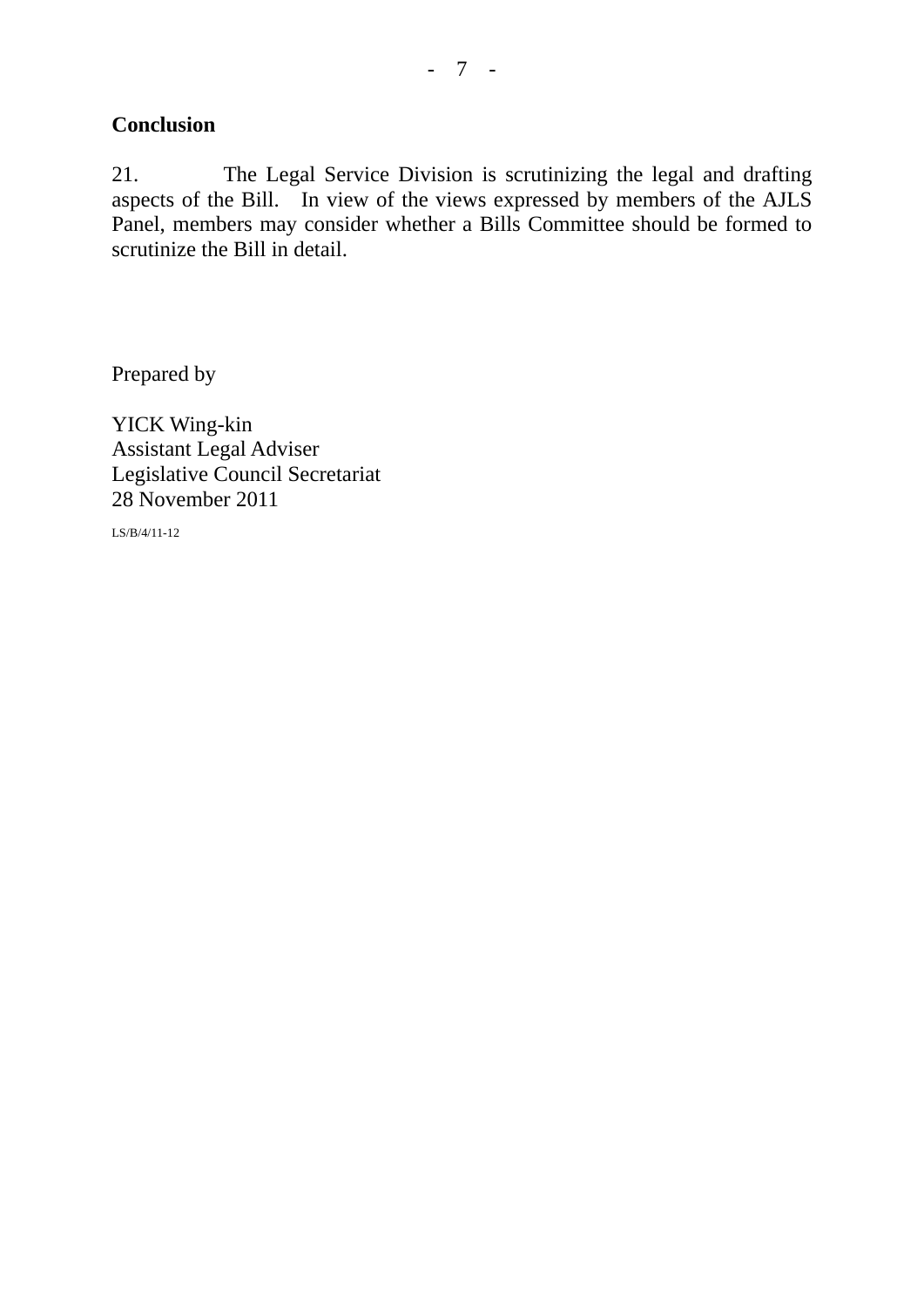**Conclusion**

21. The Legal Service Division is scrutinizing the legal and drafting aspects of the Bill. In view of the views expressed by members of the AJLS Panel, members may consider whether a Bills Committee should be formed to scrutinize the Bill in detail.

Prepared by

YICK Wing-kin
Assistant Legal Adviser
Legislative Council Secretariat
28 November 2011

LS/B/4/11-12